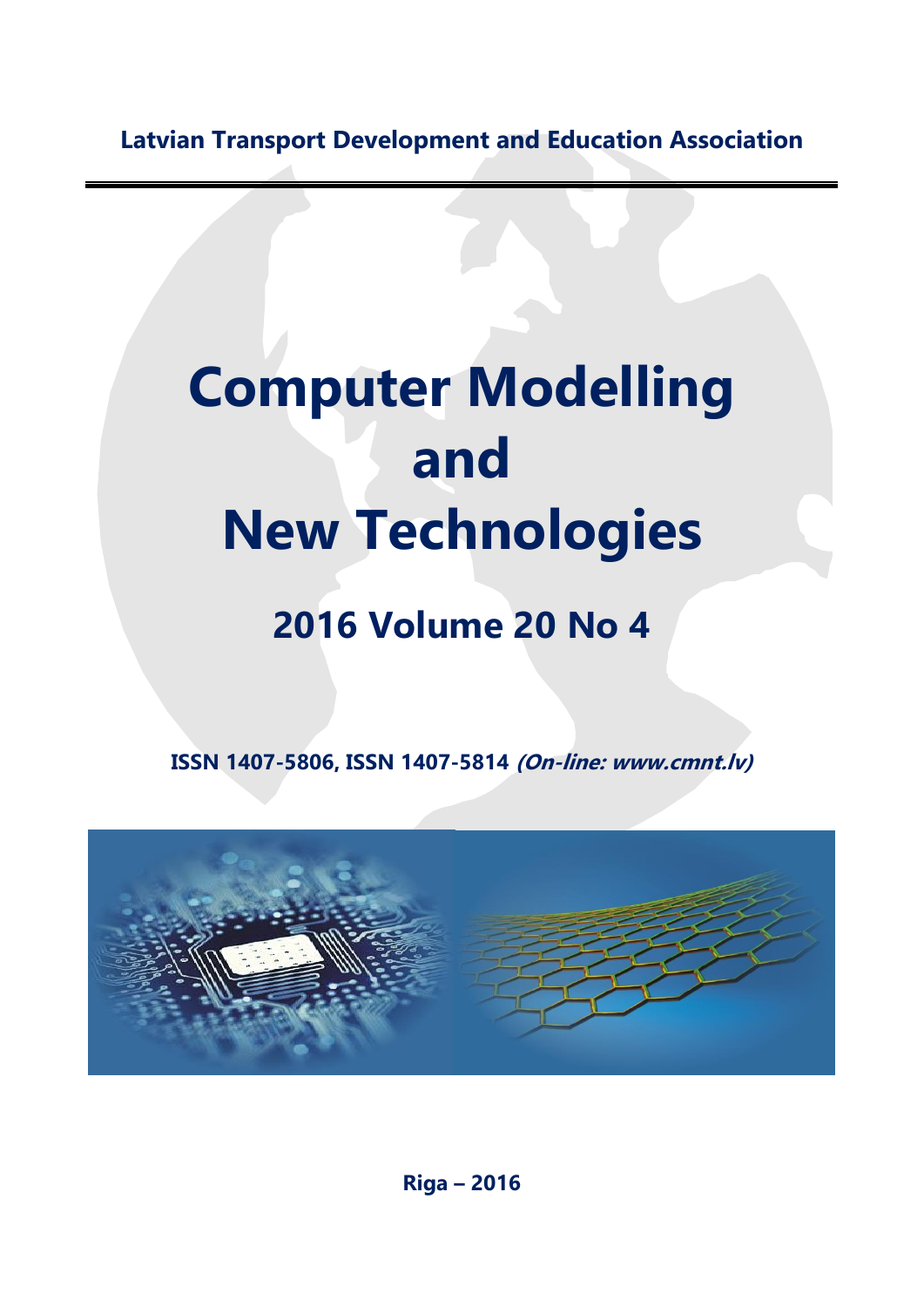**Latvian Transport Development and Education Association**

# Computer Modelling and New Technologies

## 2016 Volume 20 No 4

**ISSN 1407-5806, ISSN 1407-5814** ***(On-line: www.cmnt.lv)***

**Riga – 2016**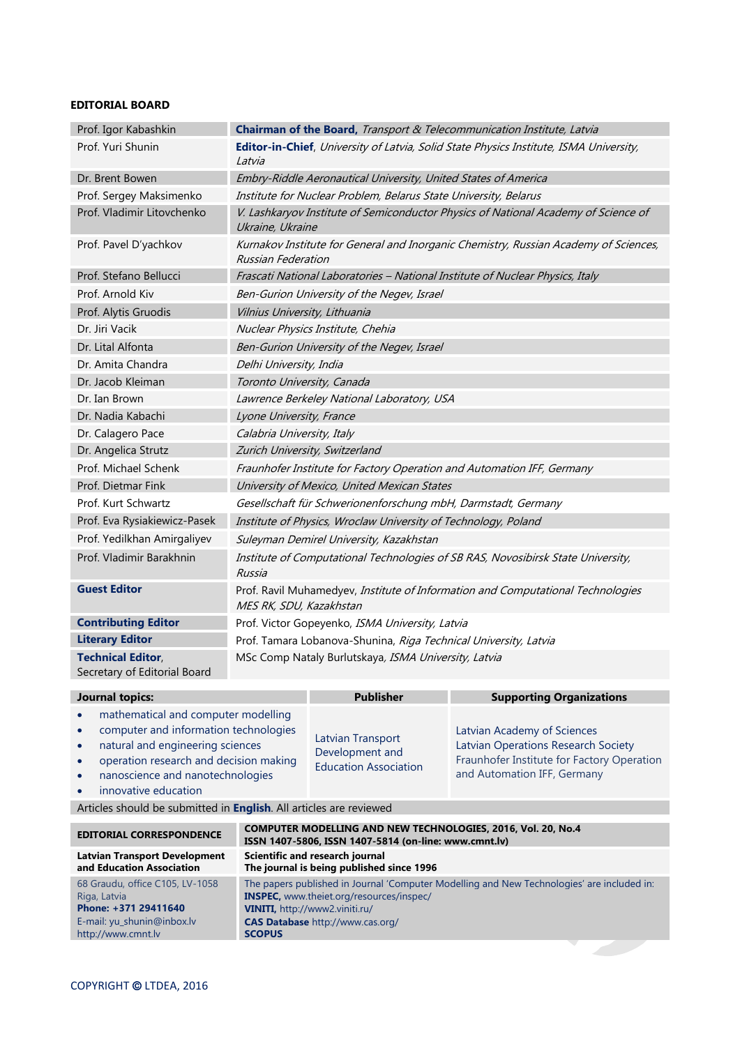## EDITORIAL BOARD

| | |
|---|---|
| Prof. Igor Kabashkin | **Chairman of the Board,** *Transport & Telecommunication Institute, Latvia* |
| Prof. Yuri Shunin | **Editor-in-Chief**, *University of Latvia, Solid State Physics Institute, ISMA University, Latvia* |
| Dr. Brent Bowen | *Embry-Riddle Aeronautical University, United States of America* |
| Prof. Sergey Maksimenko | *Institute for Nuclear Problem, Belarus State University, Belarus* |
| Prof. Vladimir Litovchenko | *V. Lashkaryov Institute of Semiconductor Physics of National Academy of Science of Ukraine, Ukraine* |
| Prof. Pavel D'yachkov | *Kurnakov Institute for General and Inorganic Chemistry, Russian Academy of Sciences, Russian Federation* |
| Prof. Stefano Bellucci | *Frascati National Laboratories – National Institute of Nuclear Physics, Italy* |
| Prof. Arnold Kiv | *Ben-Gurion University of the Negev, Israel* |
| Prof. Alytis Gruodis | *Vilnius University, Lithuania* |
| Dr. Jiri Vacik | *Nuclear Physics Institute, Chehia* |
| Dr. Lital Alfonta | *Ben-Gurion University of the Negev, Israel* |
| Dr. Amita Chandra | *Delhi University, India* |
| Dr. Jacob Kleiman | *Toronto University, Canada* |
| Dr. Ian Brown | *Lawrence Berkeley National Laboratory, USA* |
| Dr. Nadia Kabachi | *Lyone University, France* |
| Dr. Calagero Pace | *Calabria University, Italy* |
| Dr. Angelica Strutz | *Zurich University, Switzerland* |
| Prof. Michael Schenk | *Fraunhofer Institute for Factory Operation and Automation IFF, Germany* |
| Prof. Dietmar Fink | *University of Mexico, United Mexican States* |
| Prof. Kurt Schwartz | *Gesellschaft für Schwerionenforschung mbH, Darmstadt, Germany* |
| Prof. Eva Rysiakiewicz-Pasek | *Institute of Physics, Wroclaw University of Technology, Poland* |
| Prof. Yedilkhan Amirgaliyev | *Suleyman Demirel University, Kazakhstan* |
| Prof. Vladimir Barakhnin | *Institute of Computational Technologies of SB RAS, Novosibirsk State University, Russia* |
| **Guest Editor** | Prof. Ravil Muhamedyev, *Institute of Information and Computational Technologies MES RK, SDU, Kazakhstan* |
| **Contributing Editor** | Prof. Victor Gopeyenko, *ISMA University, Latvia* |
| **Literary Editor** | Prof. Tamara Lobanova-Shunina, *Riga Technical University, Latvia* |
| **Technical Editor**, Secretary of Editorial Board | MSc Comp Nataly Burlutskaya, *ISMA University, Latvia* |

| Journal topics: | Publisher | Supporting Organizations |
|---|---|---|
| • mathematical and computer modelling<br>• computer and information technologies<br>• natural and engineering sciences<br>• operation research and decision making<br>• nanoscience and nanotechnologies<br>• innovative education | Latvian Transport Development and Education Association | Latvian Academy of Sciences<br>Latvian Operations Research Society<br>Fraunhofer Institute for Factory Operation and Automation IFF, Germany |

Articles should be submitted in **English**. All articles are reviewed

| | |
|---|---|
| **EDITORIAL CORRESPONDENCE** | **COMPUTER MODELLING AND NEW TECHNOLOGIES, 2016, Vol. 20, No.4**<br>**ISSN 1407-5806, ISSN 1407-5814 (on-line: www.cmnt.lv)** |
| **Latvian Transport Development and Education Association** | **Scientific and research journal**<br>**The journal is being published since 1996** |
| 68 Graudu, office C105, LV-1058<br>Riga, Latvia<br>**Phone: +371 29411640**<br>E-mail: yu_shunin@inbox.lv<br>http://www.cmnt.lv | The papers published in Journal 'Computer Modelling and New Technologies' are included in:<br>**INSPEC,** www.theiet.org/resources/inspec/<br>**VINITI,** http://www2.viniti.ru/<br>**CAS Database** http://www.cas.org/<br>**SCOPUS** |

COPYRIGHT © LTDEA, 2016